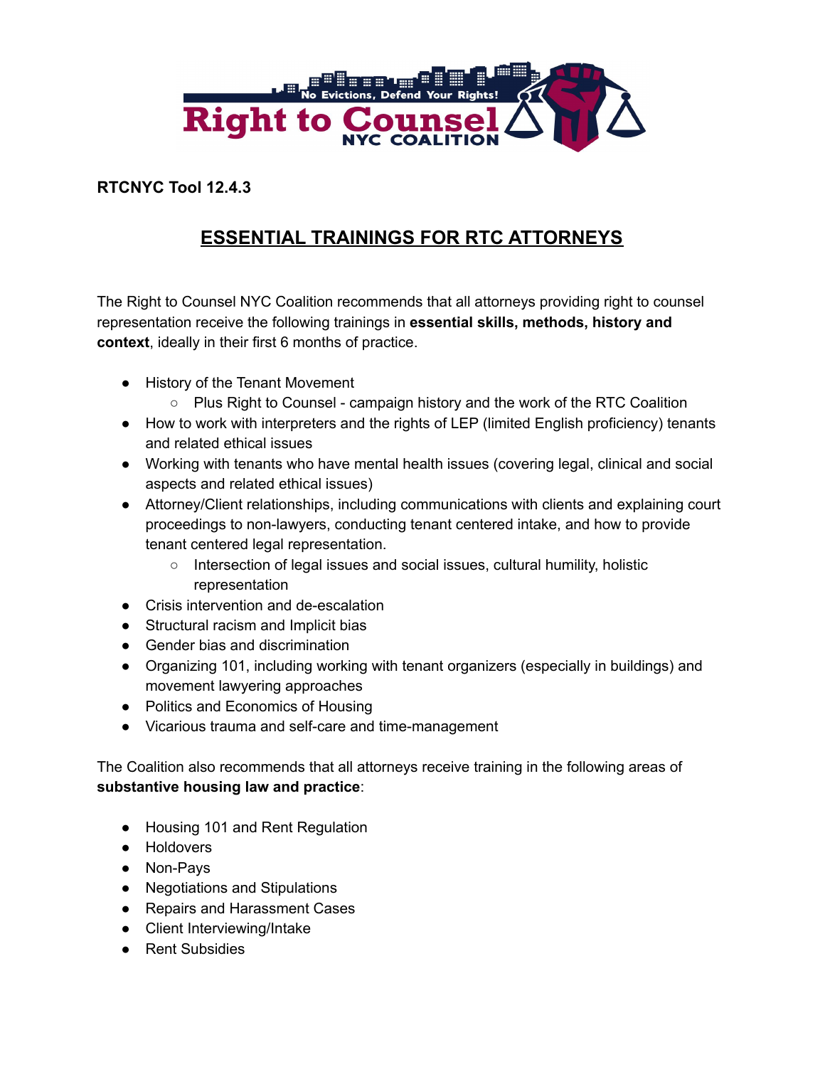**RTCNYC Tool 12.4.3**

# ESSENTIAL TRAININGS FOR RTC ATTORNEYS

The Right to Counsel NYC Coalition recommends that all attorneys providing right to counsel representation receive the following trainings in **essential skills, methods, history and context**, ideally in their first 6 months of practice.

- History of the Tenant Movement
  - Plus Right to Counsel - campaign history and the work of the RTC Coalition
- How to work with interpreters and the rights of LEP (limited English proficiency) tenants and related ethical issues
- Working with tenants who have mental health issues (covering legal, clinical and social aspects and related ethical issues)
- Attorney/Client relationships, including communications with clients and explaining court proceedings to non-lawyers, conducting tenant centered intake, and how to provide tenant centered legal representation.
  - Intersection of legal issues and social issues, cultural humility, holistic representation
- Crisis intervention and de-escalation
- Structural racism and Implicit bias
- Gender bias and discrimination
- Organizing 101, including working with tenant organizers (especially in buildings) and movement lawyering approaches
- Politics and Economics of Housing
- Vicarious trauma and self-care and time-management

The Coalition also recommends that all attorneys receive training in the following areas of **substantive housing law and practice**:

- Housing 101 and Rent Regulation
- Holdovers
- Non-Pays
- Negotiations and Stipulations
- Repairs and Harassment Cases
- Client Interviewing/Intake
- Rent Subsidies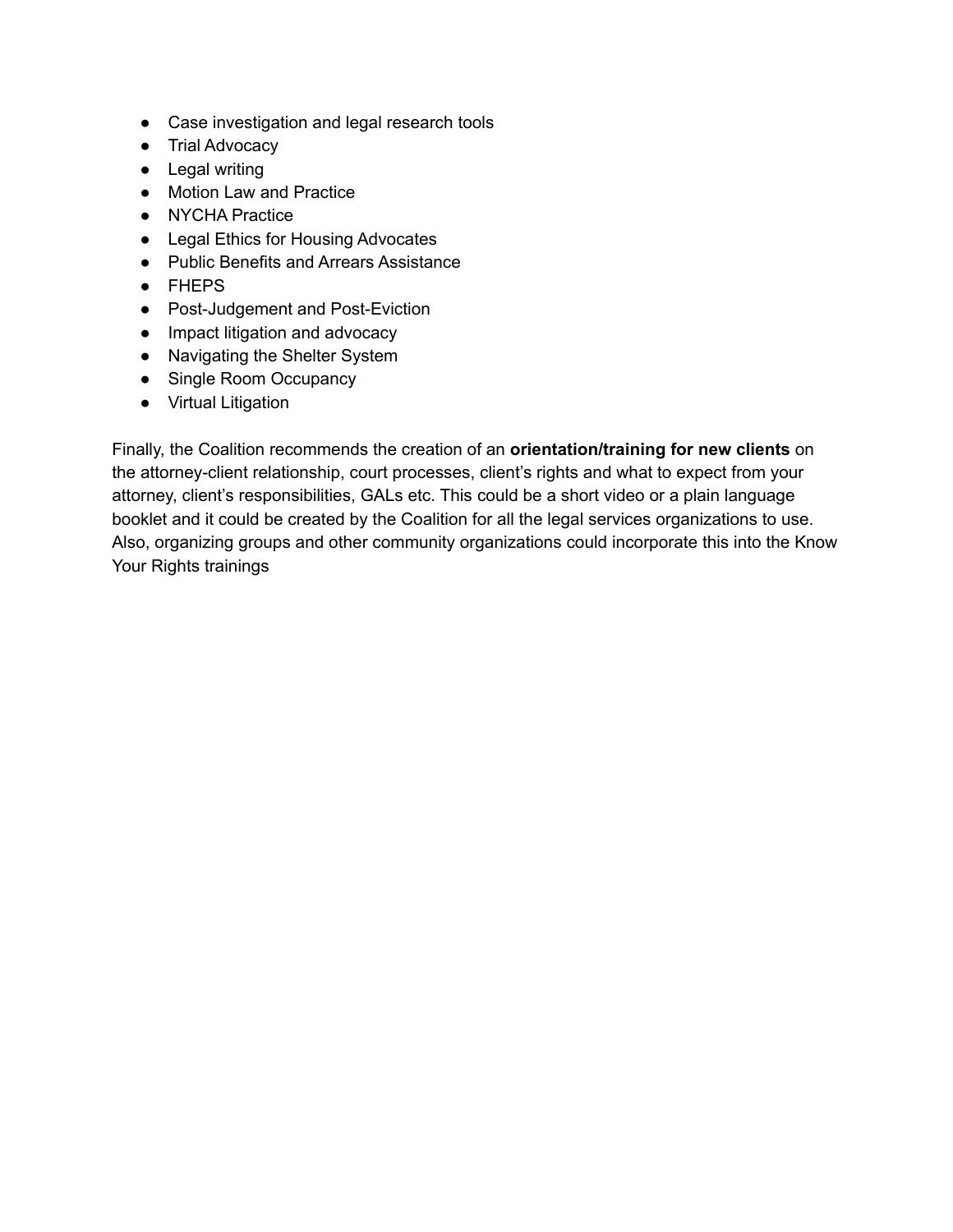- Case investigation and legal research tools
- Trial Advocacy
- Legal writing
- Motion Law and Practice
- NYCHA Practice
- Legal Ethics for Housing Advocates
- Public Benefits and Arrears Assistance
- FHEPS
- Post-Judgement and Post-Eviction
- Impact litigation and advocacy
- Navigating the Shelter System
- Single Room Occupancy
- Virtual Litigation

Finally, the Coalition recommends the creation of an **orientation/training for new clients** on the attorney-client relationship, court processes, client's rights and what to expect from your attorney, client's responsibilities, GALs etc. This could be a short video or a plain language booklet and it could be created by the Coalition for all the legal services organizations to use. Also, organizing groups and other community organizations could incorporate this into the Know Your Rights trainings